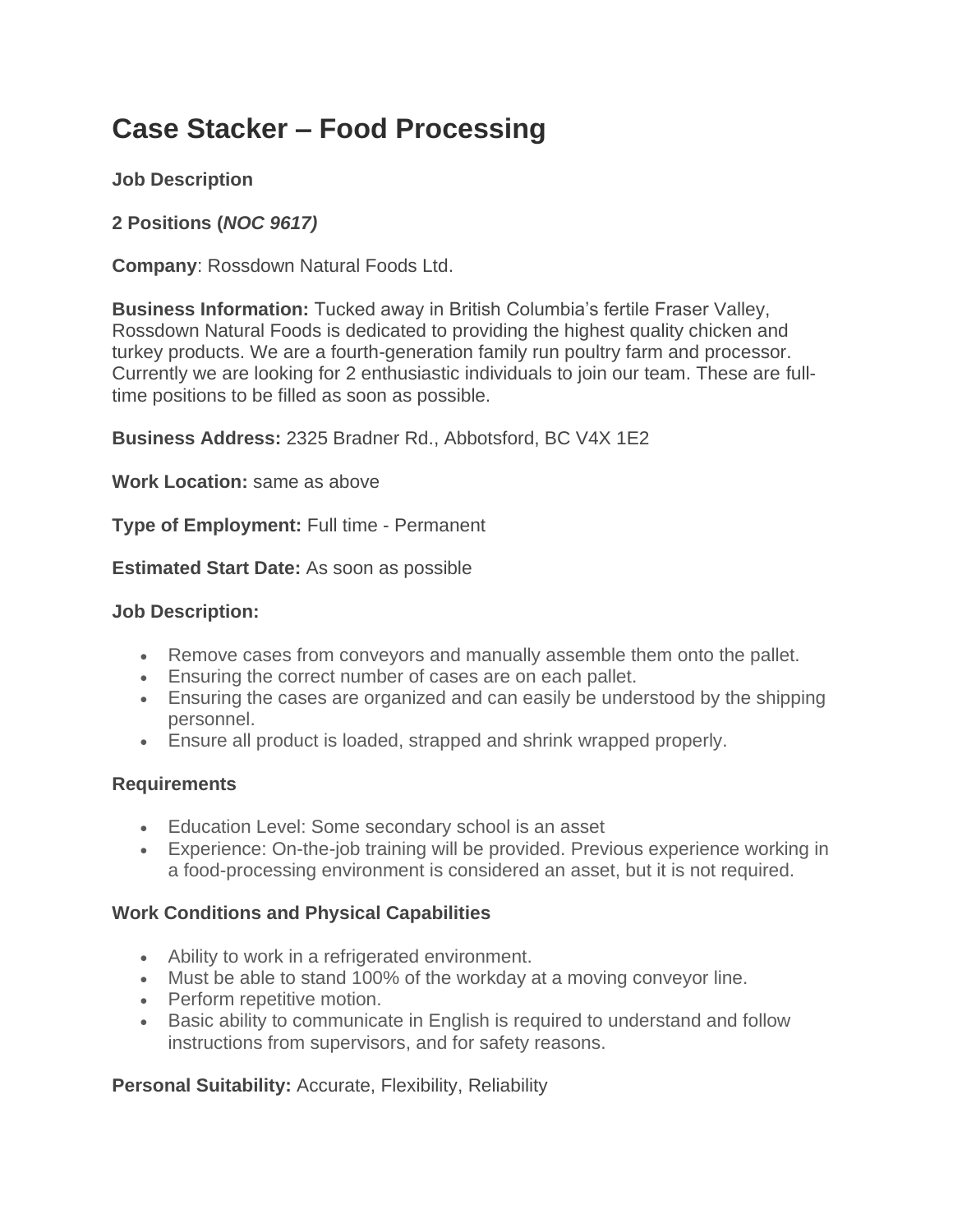# Case Stacker – Food Processing

**Job Description**

**2 Positions (*NOC 9617)***

**Company**: Rossdown Natural Foods Ltd.

**Business Information:** Tucked away in British Columbia's fertile Fraser Valley, Rossdown Natural Foods is dedicated to providing the highest quality chicken and turkey products. We are a fourth-generation family run poultry farm and processor. Currently we are looking for 2 enthusiastic individuals to join our team. These are full-time positions to be filled as soon as possible.

**Business Address:** 2325 Bradner Rd., Abbotsford, BC V4X 1E2

**Work Location:** same as above

**Type of Employment:** Full time - Permanent

**Estimated Start Date:** As soon as possible

**Job Description:**

- Remove cases from conveyors and manually assemble them onto the pallet.
- Ensuring the correct number of cases are on each pallet.
- Ensuring the cases are organized and can easily be understood by the shipping personnel.
- Ensure all product is loaded, strapped and shrink wrapped properly.

**Requirements**

- Education Level: Some secondary school is an asset
- Experience: On-the-job training will be provided. Previous experience working in a food-processing environment is considered an asset, but it is not required.

**Work Conditions and Physical Capabilities**

- Ability to work in a refrigerated environment.
- Must be able to stand 100% of the workday at a moving conveyor line.
- Perform repetitive motion.
- Basic ability to communicate in English is required to understand and follow instructions from supervisors, and for safety reasons.

**Personal Suitability:** Accurate, Flexibility, Reliability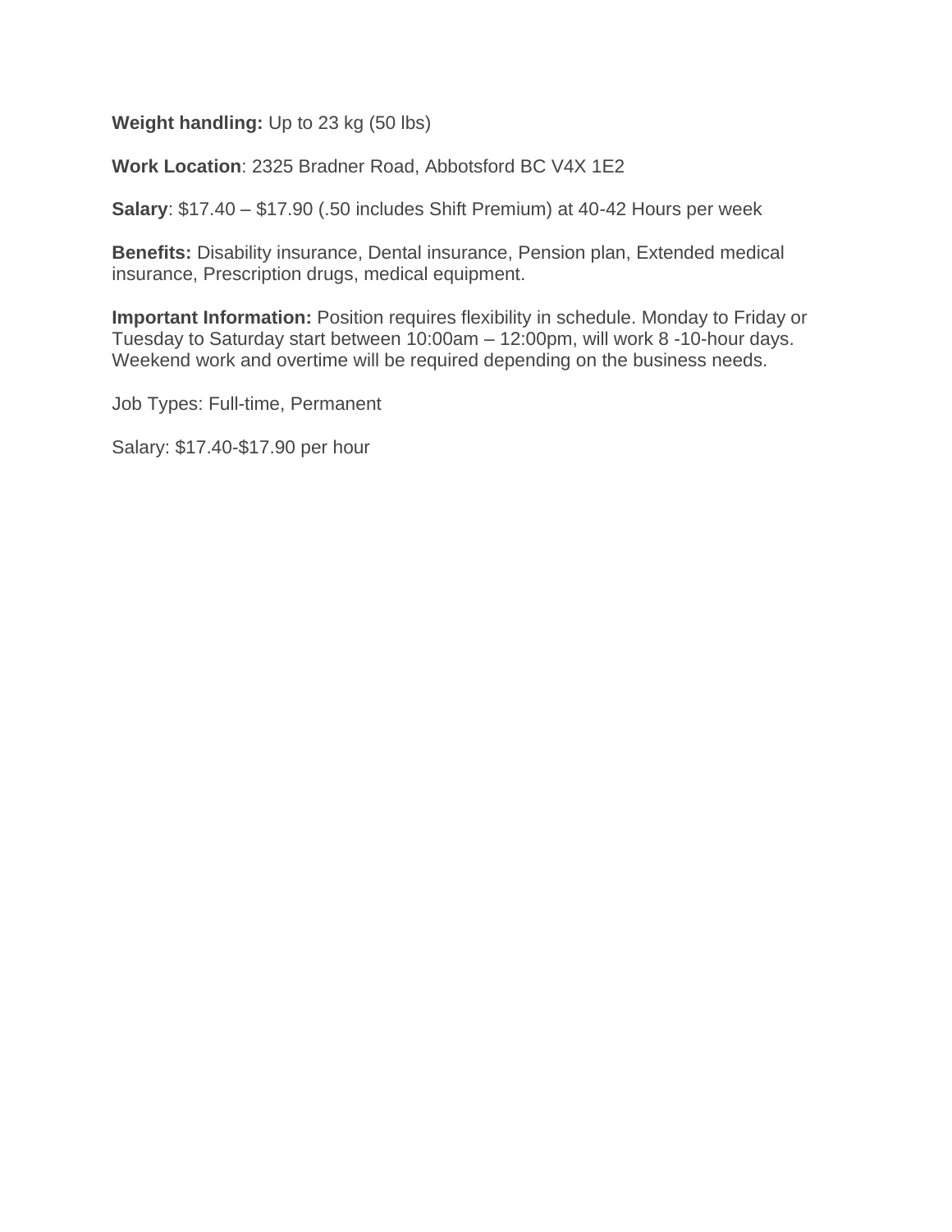**Weight handling:** Up to 23 kg (50 lbs)

**Work Location**: 2325 Bradner Road, Abbotsford BC V4X 1E2

**Salary**: $17.40 – $17.90 (.50 includes Shift Premium) at 40-42 Hours per week

**Benefits:** Disability insurance, Dental insurance, Pension plan, Extended medical insurance, Prescription drugs, medical equipment.

**Important Information:** Position requires flexibility in schedule. Monday to Friday or Tuesday to Saturday start between 10:00am – 12:00pm, will work 8 -10-hour days. Weekend work and overtime will be required depending on the business needs.

Job Types: Full-time, Permanent

Salary: $17.40-$17.90 per hour